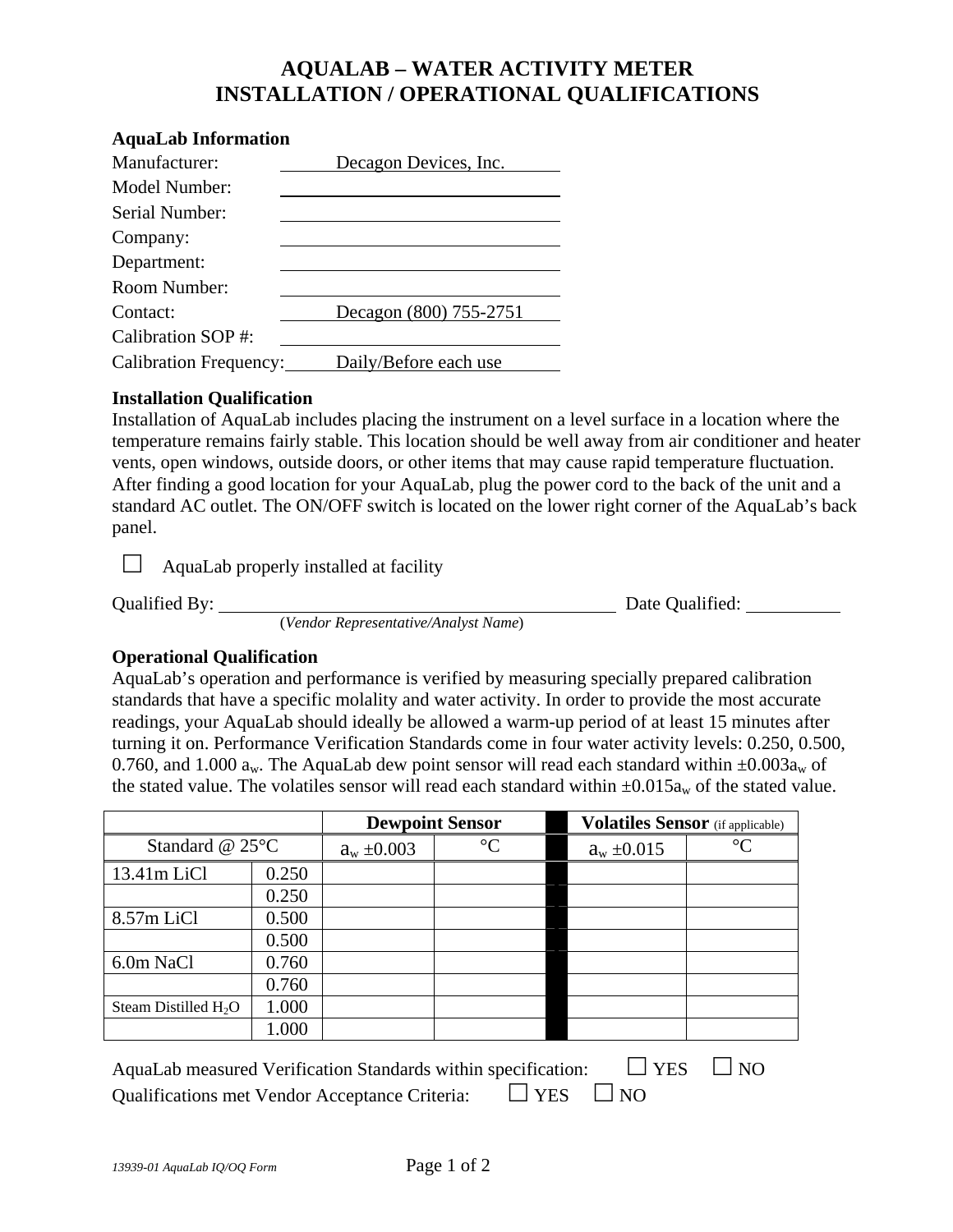# AQUALAB – WATER ACTIVITY METER
# INSTALLATION / OPERATIONAL QUALIFICATIONS

**AquaLab Information**

Manufacturer: Decagon Devices, Inc.
Model Number: ______________________
Serial Number: ______________________
Company: ______________________
Department: ______________________
Room Number: ______________________
Contact: Decagon (800) 755-2751
Calibration SOP #: ______________________
Calibration Frequency: Daily/Before each use

**Installation Qualification**

Installation of AquaLab includes placing the instrument on a level surface in a location where the temperature remains fairly stable. This location should be well away from air conditioner and heater vents, open windows, outside doors, or other items that may cause rapid temperature fluctuation. After finding a good location for your AquaLab, plug the power cord to the back of the unit and a standard AC outlet. The ON/OFF switch is located on the lower right corner of the AquaLab's back panel.

☐ AquaLab properly installed at facility

Qualified By: ______________________ Date Qualified: __________
(*Vendor Representative/Analyst Name*)

**Operational Qualification**

AquaLab's operation and performance is verified by measuring specially prepared calibration standards that have a specific molality and water activity. In order to provide the most accurate readings, your AquaLab should ideally be allowed a warm-up period of at least 15 minutes after turning it on. Performance Verification Standards come in four water activity levels: 0.250, 0.500, 0.760, and 1.000 $a_w$. The AquaLab dew point sensor will read each standard within $\pm 0.003 a_w$ of the stated value. The volatiles sensor will read each standard within $\pm 0.015 a_w$ of the stated value.

| | | **Dewpoint Sensor** | | | **Volatiles Sensor** (if applicable) | |
|---|---|---|---|---|---|---|
| Standard @ 25°C | | $a_w \pm 0.003$ | °C | | $a_w \pm 0.015$ | °C |
| 13.41m LiCl | 0.250 | | | | | |
| | 0.250 | | | | | |
| 8.57m LiCl | 0.500 | | | | | |
| | 0.500 | | | | | |
| 6.0m NaCl | 0.760 | | | | | |
| | 0.760 | | | | | |
| Steam Distilled $H_2O$ | 1.000 | | | | | |
| | 1.000 | | | | | |

AquaLab measured Verification Standards within specification: ☐ YES ☐ NO

Qualifications met Vendor Acceptance Criteria: ☐ YES ☐ NO

*13939-01 AquaLab IQ/OQ Form*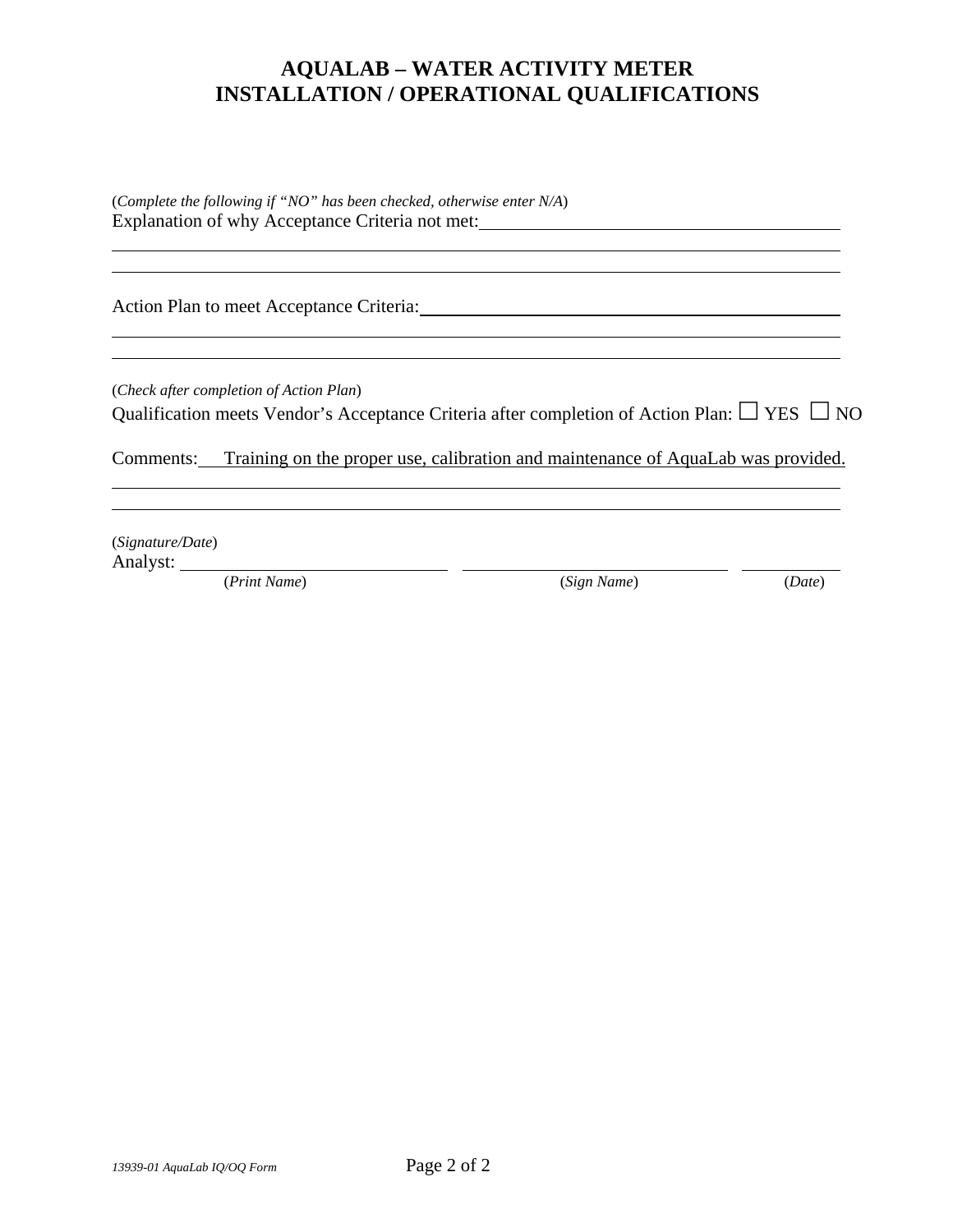# AQUALAB – WATER ACTIVITY METER
# INSTALLATION / OPERATIONAL QUALIFICATIONS

(*Complete the following if "NO" has been checked, otherwise enter N/A*)
Explanation of why Acceptance Criteria not met: ______________________________

______________________________________________________________________

______________________________________________________________________

Action Plan to meet Acceptance Criteria: ______________________________

______________________________________________________________________

______________________________________________________________________

(*Check after completion of Action Plan*)
Qualification meets Vendor's Acceptance Criteria after completion of Action Plan: ☐ YES ☐ NO

Comments: Training on the proper use, calibration and maintenance of AquaLab was provided.

______________________________________________________________________

______________________________________________________________________

(*Signature/Date*)
Analyst: ____________________ ____________________ __________
(*Print Name*) (*Sign Name*) (*Date*)

*13939-01 AquaLab IQ/OQ Form*